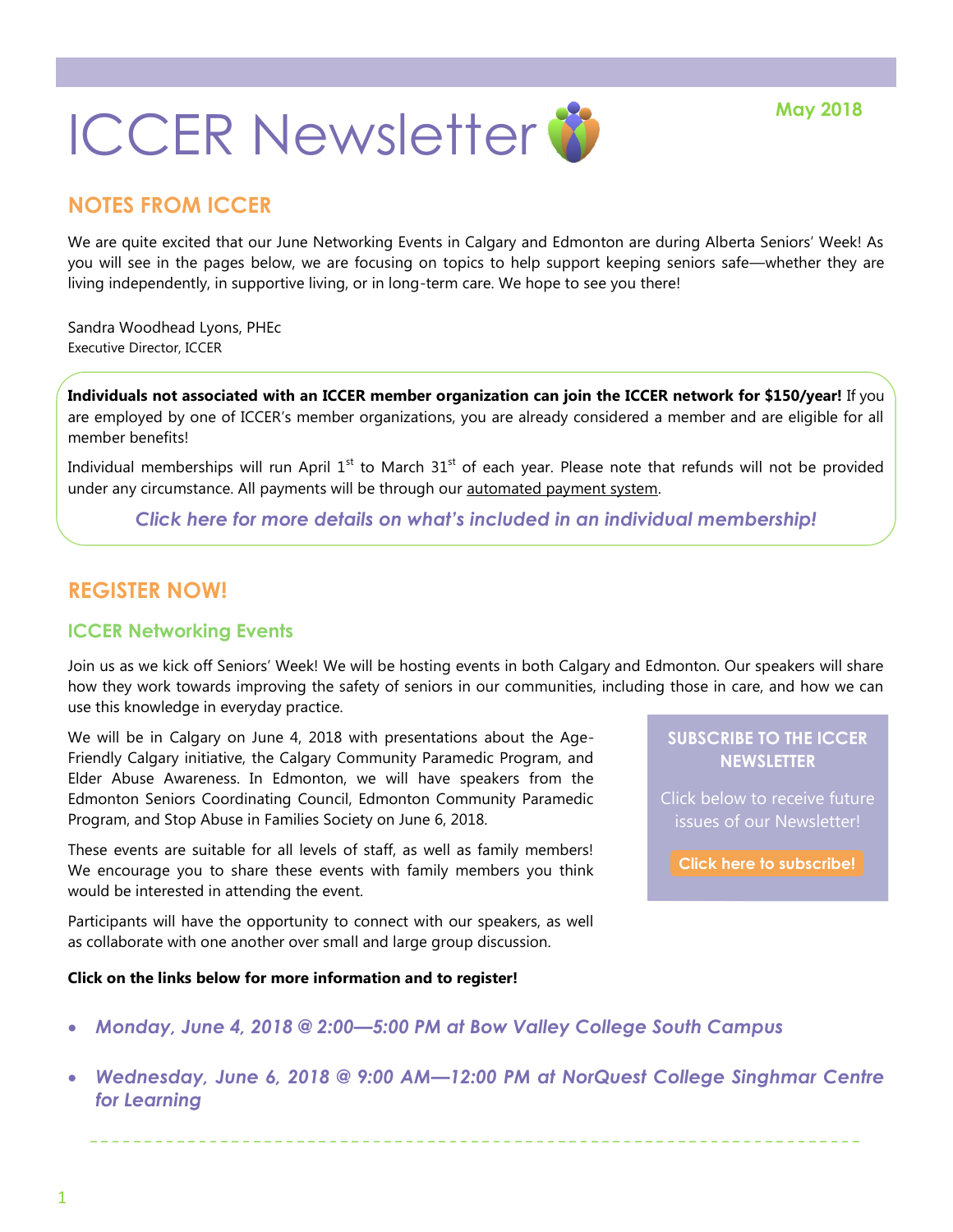# ICCER Newsletter

May 2018

## NOTES FROM ICCER

We are quite excited that our June Networking Events in Calgary and Edmonton are during Alberta Seniors' Week! As you will see in the pages below, we are focusing on topics to help support keeping seniors safe—whether they are living independently, in supportive living, or in long-term care. We hope to see you there!

Sandra Woodhead Lyons, PHEc
Executive Director, ICCER

**Individuals not associated with an ICCER member organization can join the ICCER network for $150/year!** If you are employed by one of ICCER's member organizations, you are already considered a member and are eligible for all member benefits!

Individual memberships will run April 1st to March 31st of each year. Please note that refunds will not be provided under any circumstance. All payments will be through our automated payment system.

***Click here for more details on what's included in an individual membership!***

## REGISTER NOW!

### ICCER Networking Events

Join us as we kick off Seniors' Week! We will be hosting events in both Calgary and Edmonton. Our speakers will share how they work towards improving the safety of seniors in our communities, including those in care, and how we can use this knowledge in everyday practice.

We will be in Calgary on June 4, 2018 with presentations about the Age-Friendly Calgary initiative, the Calgary Community Paramedic Program, and Elder Abuse Awareness. In Edmonton, we will have speakers from the Edmonton Seniors Coordinating Council, Edmonton Community Paramedic Program, and Stop Abuse in Families Society on June 6, 2018.

These events are suitable for all levels of staff, as well as family members! We encourage you to share these events with family members you think would be interested in attending the event.

Participants will have the opportunity to connect with our speakers, as well as collaborate with one another over small and large group discussion.

**Click on the links below for more information and to register!**

- ***Monday, June 4, 2018 @ 2:00—5:00 PM at Bow Valley College South Campus***
- ***Wednesday, June 6, 2018 @ 9:00 AM—12:00 PM at NorQuest College Singhmar Centre for Learning***

**SUBSCRIBE TO THE ICCER NEWSLETTER**

Click below to receive future issues of our Newsletter!

**Click here to subscribe!**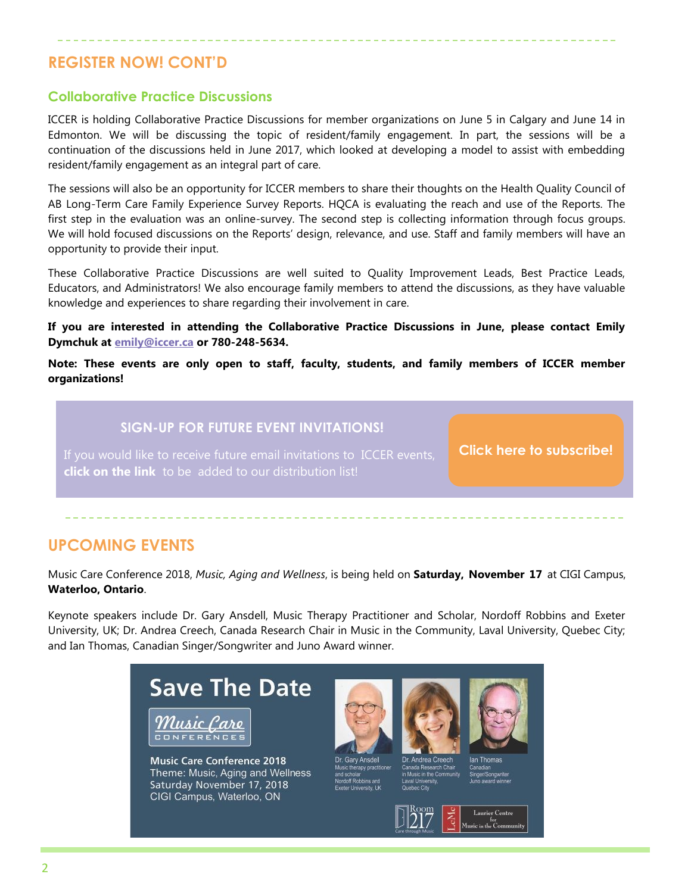## REGISTER NOW! CONT'D

### Collaborative Practice Discussions

ICCER is holding Collaborative Practice Discussions for member organizations on June 5 in Calgary and June 14 in Edmonton. We will be discussing the topic of resident/family engagement. In part, the sessions will be a continuation of the discussions held in June 2017, which looked at developing a model to assist with embedding resident/family engagement as an integral part of care.

The sessions will also be an opportunity for ICCER members to share their thoughts on the Health Quality Council of AB Long-Term Care Family Experience Survey Reports. HQCA is evaluating the reach and use of the Reports. The first step in the evaluation was an online-survey. The second step is collecting information through focus groups. We will hold focused discussions on the Reports' design, relevance, and use. Staff and family members will have an opportunity to provide their input.

These Collaborative Practice Discussions are well suited to Quality Improvement Leads, Best Practice Leads, Educators, and Administrators! We also encourage family members to attend the discussions, as they have valuable knowledge and experiences to share regarding their involvement in care.

**If you are interested in attending the Collaborative Practice Discussions in June, please contact Emily Dymchuk at emily@iccer.ca or 780-248-5634.**

**Note: These events are only open to staff, faculty, students, and family members of ICCER member organizations!**

**SIGN-UP FOR FUTURE EVENT INVITATIONS!**

If you would like to receive future email invitations to ICCER events, **click on the link** to be added to our distribution list!

**Click here to subscribe!**

## UPCOMING EVENTS

Music Care Conference 2018, *Music, Aging and Wellness*, is being held on **Saturday, November 17** at CIGI Campus, **Waterloo, Ontario**.

Keynote speakers include Dr. Gary Ansdell, Music Therapy Practitioner and Scholar, Nordoff Robbins and Exeter University, UK; Dr. Andrea Creech, Canada Research Chair in Music in the Community, Laval University, Quebec City; and Ian Thomas, Canadian Singer/Songwriter and Juno Award winner.

**Save The Date**

Music Care Conferences

**Music Care Conference 2018**
Theme: Music, Aging and Wellness
Saturday November 17, 2018
CIGI Campus, Waterloo, ON

Dr. Gary Ansdell — Music therapy practitioner and scholar, Nordoff Robbins and Exeter University, UK

Dr. Andrea Creech — Canada Research Chair in Music in the Community, Laval University, Quebec City

Ian Thomas — Canadian Singer/Songwriter, Juno award winner

Room 217 Care through Music | LeMC | Laurier Centre for Music in the Community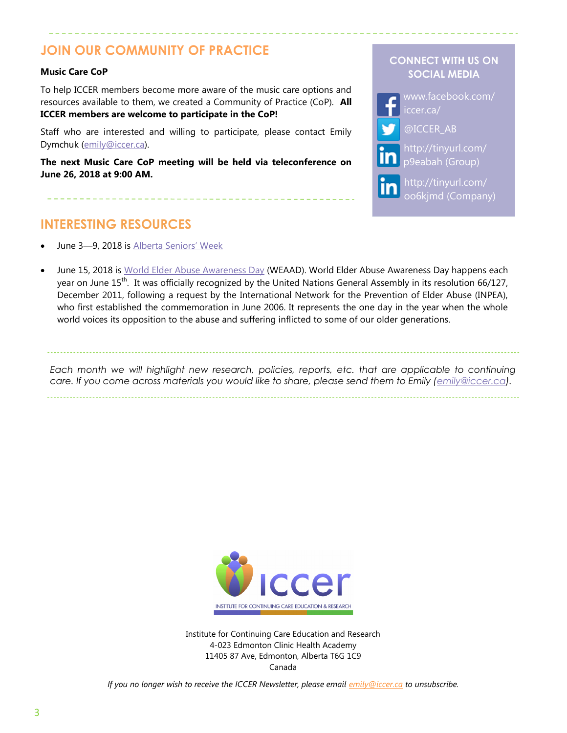## JOIN OUR COMMUNITY OF PRACTICE

**Music Care CoP**

To help ICCER members become more aware of the music care options and resources available to them, we created a Community of Practice (CoP). **All ICCER members are welcome to participate in the CoP!**

Staff who are interested and willing to participate, please contact Emily Dymchuk (emily@iccer.ca).

**The next Music Care CoP meeting will be held via teleconference on June 26, 2018 at 9:00 AM.**

### CONNECT WITH US ON SOCIAL MEDIA

- www.facebook.com/iccer.ca/
- @ICCER_AB
- http://tinyurl.com/p9eabah (Group)
- http://tinyurl.com/oo6kjmd (Company)

## INTERESTING RESOURCES

- June 3—9, 2018 is Alberta Seniors' Week
- June 15, 2018 is World Elder Abuse Awareness Day (WEAAD). World Elder Abuse Awareness Day happens each year on June 15th. It was officially recognized by the United Nations General Assembly in its resolution 66/127, December 2011, following a request by the International Network for the Prevention of Elder Abuse (INPEA), who first established the commemoration in June 2006. It represents the one day in the year when the whole world voices its opposition to the abuse and suffering inflicted to some of our older generations.

*Each month we will highlight new research, policies, reports, etc. that are applicable to continuing care. If you come across materials you would like to share, please send them to Emily (emily@iccer.ca).*

iccer
INSTITUTE FOR CONTINUING CARE EDUCATION & RESEARCH

Institute for Continuing Care Education and Research
4-023 Edmonton Clinic Health Academy
11405 87 Ave, Edmonton, Alberta T6G 1C9
Canada

*If you no longer wish to receive the ICCER Newsletter, please email emily@iccer.ca to unsubscribe.*